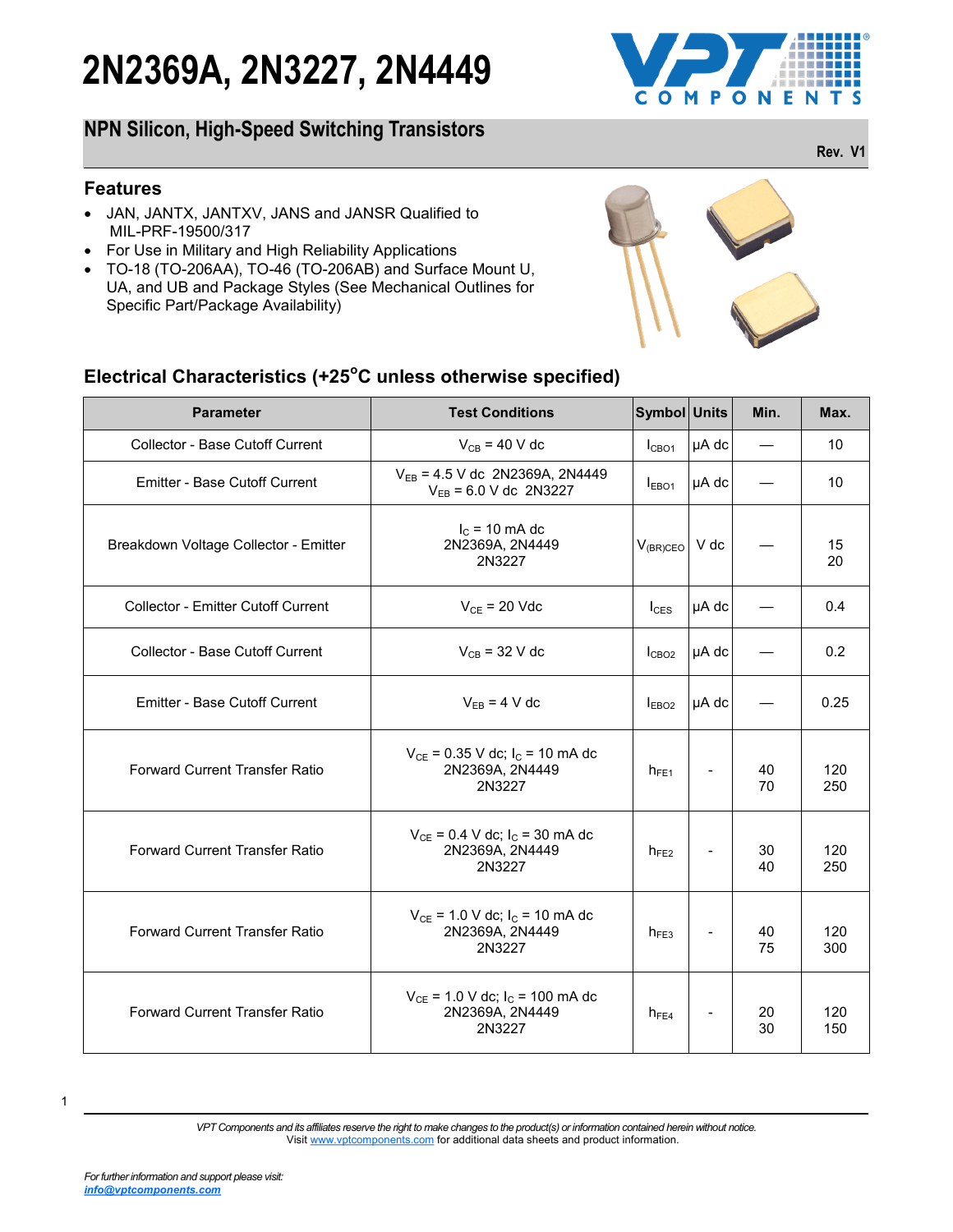# 2N2369A, 2N3227, 2N4449

## NPN Silicon, High-Speed Switching Transistors

Rev. V1

### Features

- JAN, JANTX, JANTXV, JANS and JANSR Qualified to MIL-PRF-19500/317
- For Use in Military and High Reliability Applications
- TO-18 (TO-206AA), TO-46 (TO-206AB) and Surface Mount U, UA, and UB and Package Styles (See Mechanical Outlines for Specific Part/Package Availability)

### Electrical Characteristics (+25°C unless otherwise specified)

| Parameter | Test Conditions | Symbol | Units | Min. | Max. |
|---|---|---|---|---|---|
| Collector - Base Cutoff Current | $V_{CB}$ = 40 V dc | $I_{CBO1}$ | µA dc | — | 10 |
| Emitter - Base Cutoff Current | $V_{EB}$ = 4.5 V dc 2N2369A, 2N4449<br>$V_{EB}$ = 6.0 V dc 2N3227 | $I_{EBO1}$ | µA dc | — | 10 |
| Breakdown Voltage Collector - Emitter | $I_C$ = 10 mA dc<br>2N2369A, 2N4449<br>2N3227 | $V_{(BR)CEO}$ | V dc | — | 15<br>20 |
| Collector - Emitter Cutoff Current | $V_{CE}$ = 20 Vdc | $I_{CES}$ | µA dc | — | 0.4 |
| Collector - Base Cutoff Current | $V_{CB}$ = 32 V dc | $I_{CBO2}$ | µA dc | — | 0.2 |
| Emitter - Base Cutoff Current | $V_{EB}$ = 4 V dc | $I_{EBO2}$ | µA dc | — | 0.25 |
| Forward Current Transfer Ratio | $V_{CE}$ = 0.35 V dc; $I_C$ = 10 mA dc<br>2N2369A, 2N4449<br>2N3227 | $h_{FE1}$ | - | 40<br>70 | 120<br>250 |
| Forward Current Transfer Ratio | $V_{CE}$ = 0.4 V dc; $I_C$ = 30 mA dc<br>2N2369A, 2N4449<br>2N3227 | $h_{FE2}$ | - | 30<br>40 | 120<br>250 |
| Forward Current Transfer Ratio | $V_{CE}$ = 1.0 V dc; $I_C$ = 10 mA dc<br>2N2369A, 2N4449<br>2N3227 | $h_{FE3}$ | - | 40<br>75 | 120<br>300 |
| Forward Current Transfer Ratio | $V_{CE}$ = 1.0 V dc; $I_C$ = 100 mA dc<br>2N2369A, 2N4449<br>2N3227 | $h_{FE4}$ | - | 20<br>30 | 120<br>150 |

*VPT Components and its affiliates reserve the right to make changes to the product(s) or information contained herein without notice.*
Visit www.vptcomponents.com for additional data sheets and product information.

*For further information and support please visit:*
***info@vptcomponents.com***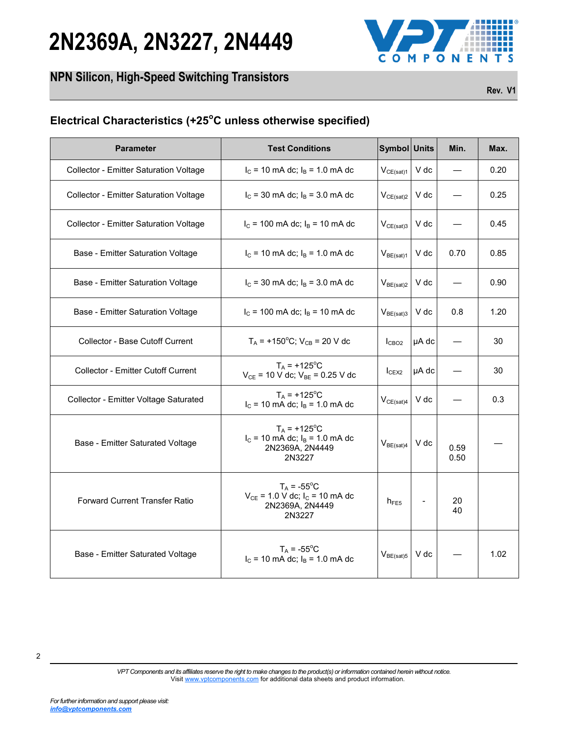# 2N2369A, 2N3227, 2N4449

## NPN Silicon, High-Speed Switching Transistors

Rev. V1

### Electrical Characteristics (+25°C unless otherwise specified)

| Parameter | Test Conditions | Symbol | Units | Min. | Max. |
|---|---|---|---|---|---|
| Collector - Emitter Saturation Voltage | $I_C$ = 10 mA dc; $I_B$ = 1.0 mA dc | $V_{CE(sat)1}$ | V dc | — | 0.20 |
| Collector - Emitter Saturation Voltage | $I_C$ = 30 mA dc; $I_B$ = 3.0 mA dc | $V_{CE(sat)2}$ | V dc | — | 0.25 |
| Collector - Emitter Saturation Voltage | $I_C$ = 100 mA dc; $I_B$ = 10 mA dc | $V_{CE(sat)3}$ | V dc | — | 0.45 |
| Base - Emitter Saturation Voltage | $I_C$ = 10 mA dc; $I_B$ = 1.0 mA dc | $V_{BE(sat)1}$ | V dc | 0.70 | 0.85 |
| Base - Emitter Saturation Voltage | $I_C$ = 30 mA dc; $I_B$ = 3.0 mA dc | $V_{BE(sat)2}$ | V dc | — | 0.90 |
| Base - Emitter Saturation Voltage | $I_C$ = 100 mA dc; $I_B$ = 10 mA dc | $V_{BE(sat)3}$ | V dc | 0.8 | 1.20 |
| Collector - Base Cutoff Current | $T_A$ = +150°C; $V_{CB}$ = 20 V dc | $I_{CBO2}$ | μA dc | — | 30 |
| Collector - Emitter Cutoff Current | $T_A$ = +125°C<br>$V_{CE}$ = 10 V dc; $V_{BE}$ = 0.25 V dc | $I_{CEX2}$ | μA dc | — | 30 |
| Collector - Emitter Voltage Saturated | $T_A$ = +125°C<br>$I_C$ = 10 mA dc; $I_B$ = 1.0 mA dc | $V_{CE(sat)4}$ | V dc | — | 0.3 |
| Base - Emitter Saturated Voltage | $T_A$ = +125°C<br>$I_C$ = 10 mA dc; $I_B$ = 1.0 mA dc<br>2N2369A, 2N4449<br>2N3227 | $V_{BE(sat)4}$ | V dc | 0.59<br>0.50 | — |
| Forward Current Transfer Ratio | $T_A$ = -55°C<br>$V_{CE}$ = 1.0 V dc; $I_C$ = 10 mA dc<br>2N2369A, 2N4449<br>2N3227 | $h_{FE5}$ | - | 20<br>40 | |
| Base - Emitter Saturated Voltage | $T_A$ = -55°C<br>$I_C$ = 10 mA dc; $I_B$ = 1.0 mA dc | $V_{BE(sat)5}$ | V dc | — | 1.02 |

*VPT Components and its affiliates reserve the right to make changes to the product(s) or information contained herein without notice.*
Visit www.vptcomponents.com for additional data sheets and product information.

*For further information and support please visit:*
***info@vptcomponents.com***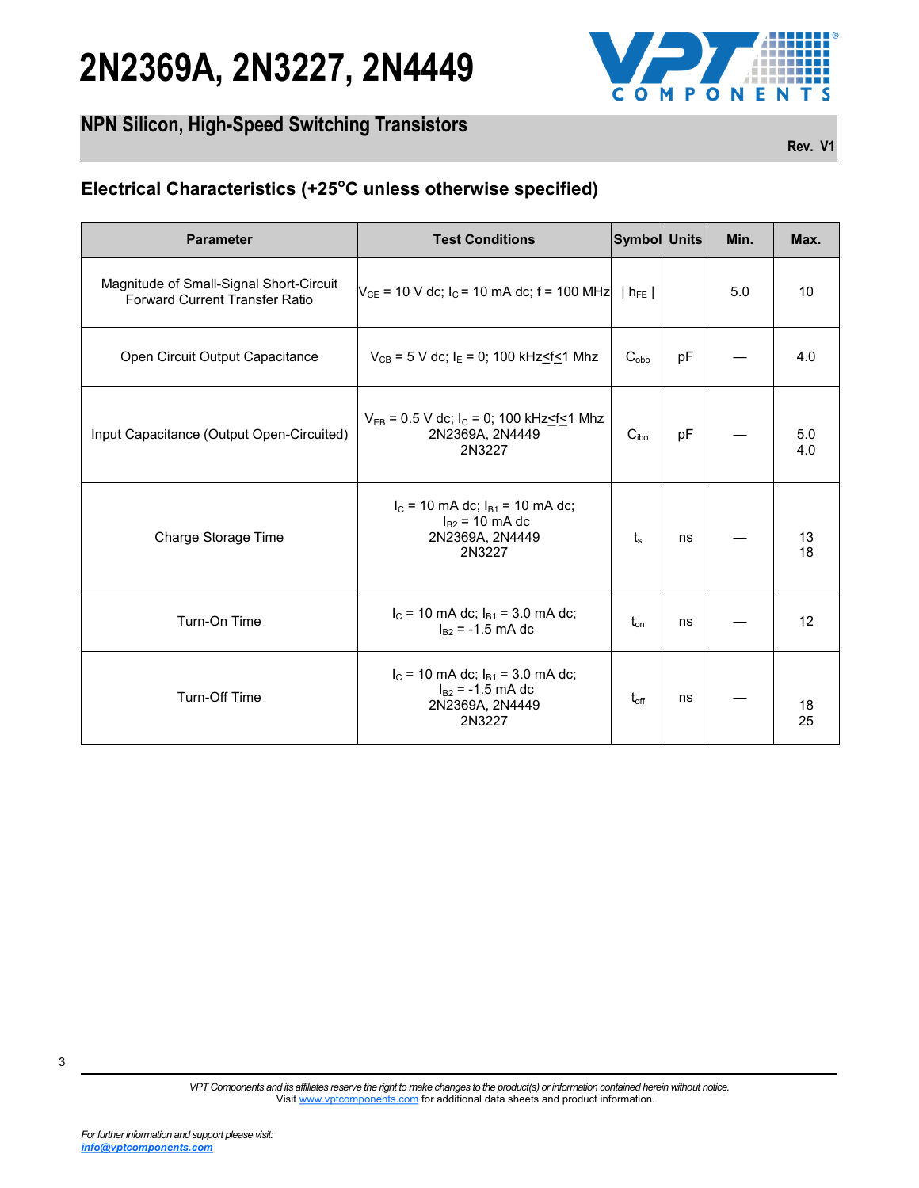# 2N2369A, 2N3227, 2N4449

## NPN Silicon, High-Speed Switching Transistors

Rev. V1

### Electrical Characteristics (+25°C unless otherwise specified)

| Parameter | Test Conditions | Symbol | Units | Min. | Max. |
|---|---|---|---|---|---|
| Magnitude of Small-Signal Short-Circuit Forward Current Transfer Ratio | $V_{CE}$ = 10 V dc; $I_C$ = 10 mA dc; f = 100 MHz | $\|h_{FE}\|$ | | 5.0 | 10 |
| Open Circuit Output Capacitance | $V_{CB}$ = 5 V dc; $I_E$ = 0; 100 kHz≤f≤1 Mhz | $C_{obo}$ | pF | — | 4.0 |
| Input Capacitance (Output Open-Circuited) | $V_{EB}$ = 0.5 V dc; $I_C$ = 0; 100 kHz≤f≤1 Mhz<br>2N2369A, 2N4449<br>2N3227 | $C_{ibo}$ | pF | — | 5.0<br>4.0 |
| Charge Storage Time | $I_C$ = 10 mA dc; $I_{B1}$ = 10 mA dc; $I_{B2}$ = 10 mA dc<br>2N2369A, 2N4449<br>2N3227 | $t_s$ | ns | — | 13<br>18 |
| Turn-On Time | $I_C$ = 10 mA dc; $I_{B1}$ = 3.0 mA dc; $I_{B2}$ = -1.5 mA dc | $t_{on}$ | ns | — | 12 |
| Turn-Off Time | $I_C$ = 10 mA dc; $I_{B1}$ = 3.0 mA dc; $I_{B2}$ = -1.5 mA dc<br>2N2369A, 2N4449<br>2N3227 | $t_{off}$ | ns | — | 18<br>25 |

*VPT Components and its affiliates reserve the right to make changes to the product(s) or information contained herein without notice.*
Visit www.vptcomponents.com for additional data sheets and product information.

*For further information and support please visit:*
***info@vptcomponents.com***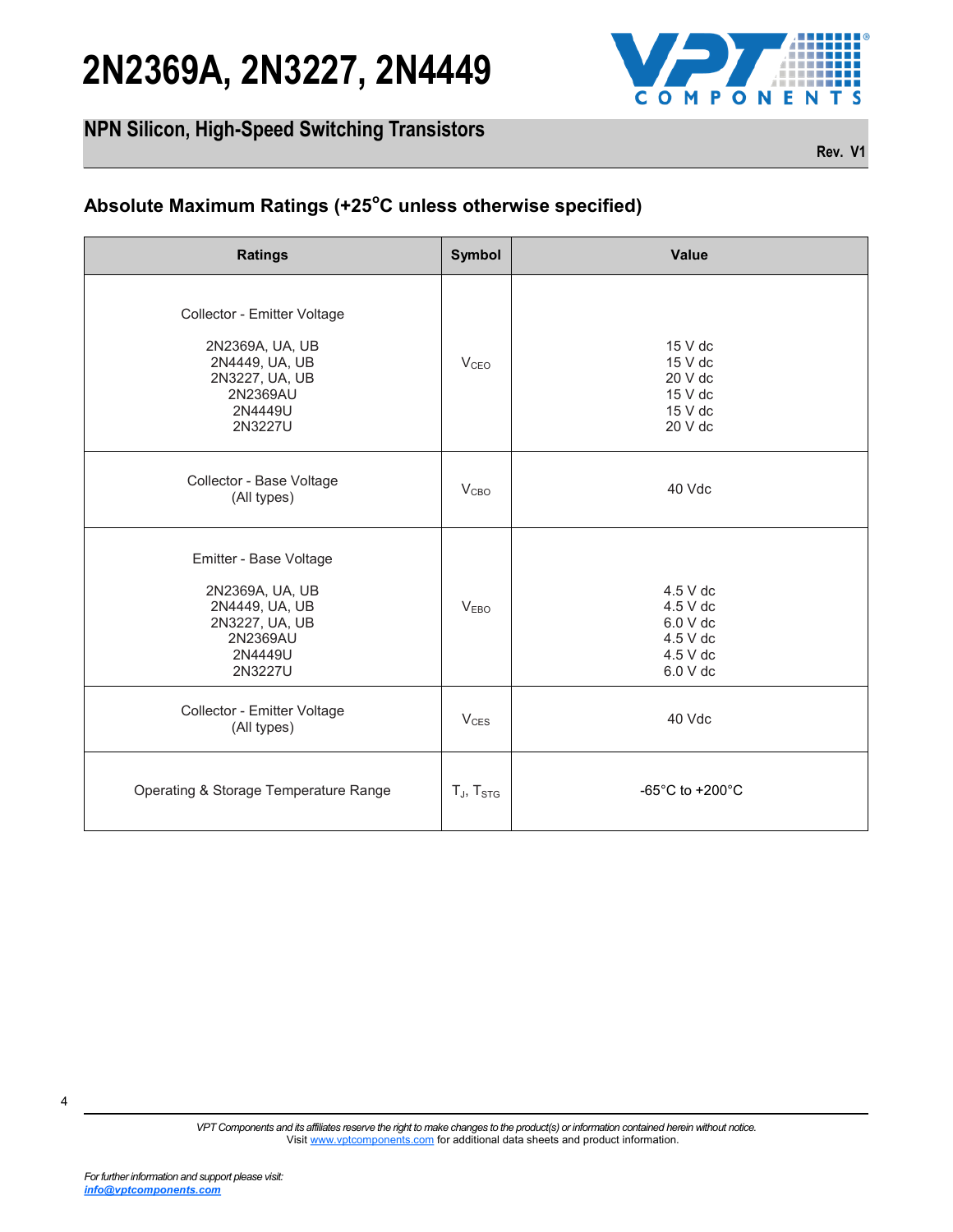## Absolute Maximum Ratings (+25°C unless otherwise specified)

| Ratings | Symbol | Value |
|---|---|---|
| Collector - Emitter Voltage<br><br>2N2369A, UA, UB<br>2N4449, UA, UB<br>2N3227, UA, UB<br>2N2369AU<br>2N4449U<br>2N3227U | $V_{CEO}$ | <br><br>15 V dc<br>15 V dc<br>20 V dc<br>15 V dc<br>15 V dc<br>20 V dc |
| Collector - Base Voltage<br>(All types) | $V_{CBO}$ | 40 Vdc |
| Emitter - Base Voltage<br><br>2N2369A, UA, UB<br>2N4449, UA, UB<br>2N3227, UA, UB<br>2N2369AU<br>2N4449U<br>2N3227U | $V_{EBO}$ | <br><br>4.5 V dc<br>4.5 V dc<br>6.0 V dc<br>4.5 V dc<br>4.5 V dc<br>6.0 V dc |
| Collector - Emitter Voltage<br>(All types) | $V_{CES}$ | 40 Vdc |
| Operating & Storage Temperature Range | $T_J$, $T_{STG}$ | -65°C to +200°C |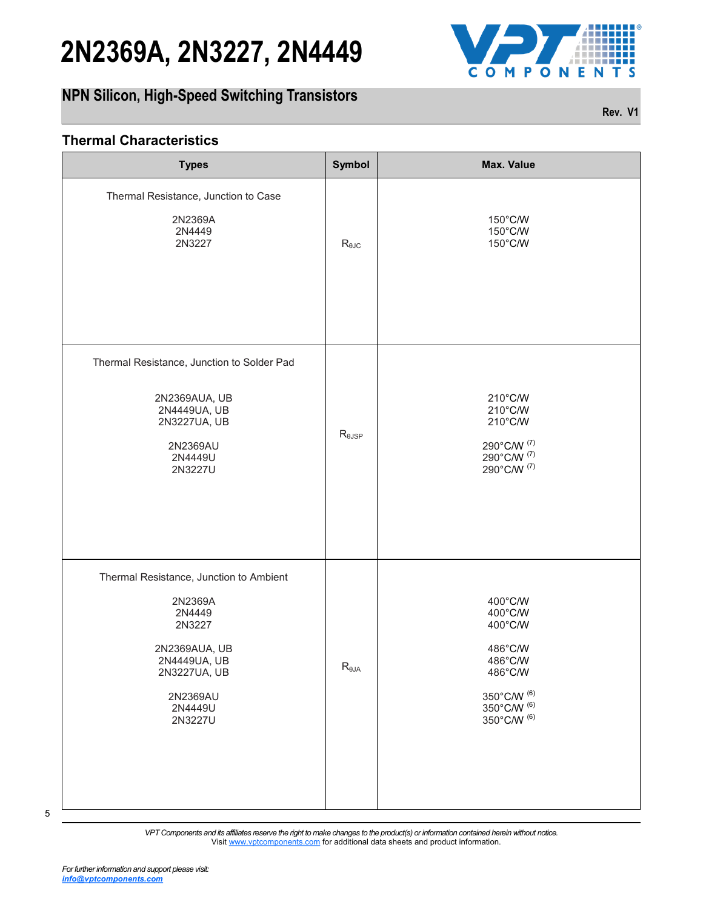## Thermal Characteristics

| Types | Symbol | Max. Value |
|---|---|---|
| Thermal Resistance, Junction to Case | $R_{\theta JC}$ | |
| 2N2369A | | 150°C/W |
| 2N4449 | | 150°C/W |
| 2N3227 | | 150°C/W |
| Thermal Resistance, Junction to Solder Pad | $R_{\theta JSP}$ | |
| 2N2369AUA, UB | | 210°C/W |
| 2N4449UA, UB | | 210°C/W |
| 2N3227UA, UB | | 210°C/W |
| 2N2369AU | | 290°C/W (7) |
| 2N4449U | | 290°C/W (7) |
| 2N3227U | | 290°C/W (7) |
| Thermal Resistance, Junction to Ambient | $R_{\theta JA}$ | |
| 2N2369A | | 400°C/W |
| 2N4449 | | 400°C/W |
| 2N3227 | | 400°C/W |
| 2N2369AUA, UB | | 486°C/W |
| 2N4449UA, UB | | 486°C/W |
| 2N3227UA, UB | | 486°C/W |
| 2N2369AU | | 350°C/W (6) |
| 2N4449U | | 350°C/W (6) |
| 2N3227U | | 350°C/W (6) |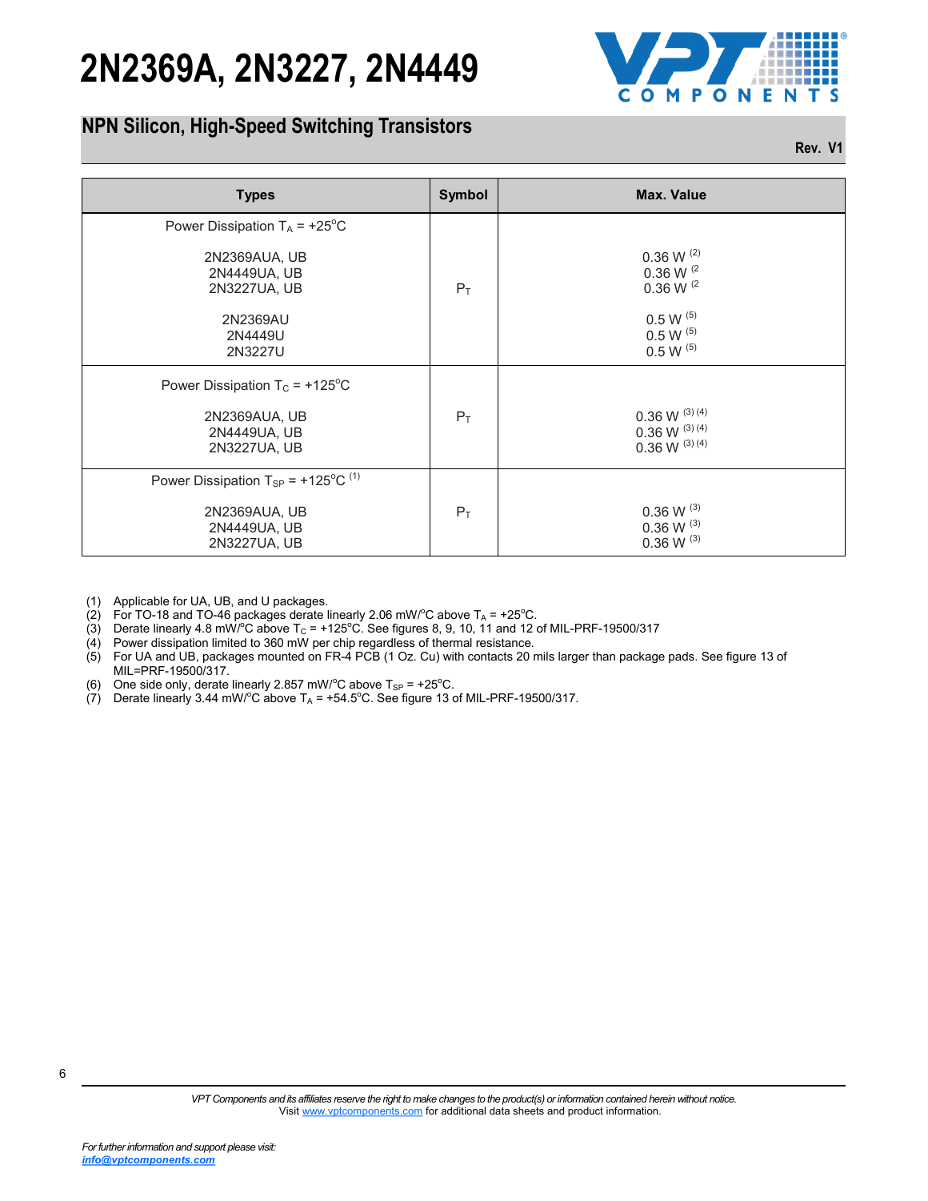# 2N2369A, 2N3227, 2N4449

## NPN Silicon, High-Speed Switching Transistors

Rev. V1

| Types | Symbol | Max. Value |
|---|---|---|
| Power Dissipation $T_A$ = +25°C<br><br>2N2369AUA, UB<br>2N4449UA, UB<br>2N3227UA, UB<br><br>2N2369AU<br>2N4449U<br>2N3227U | $P_T$ | 0.36 W [(2)]<br>0.36 W [(2]<br>0.36 W [(2]<br><br>0.5 W [(5)]<br>0.5 W [(5)]<br>0.5 W [(5)] |
| Power Dissipation $T_C$ = +125°C<br><br>2N2369AUA, UB<br>2N4449UA, UB<br>2N3227UA, UB | $P_T$ | 0.36 W [(3) (4)]<br>0.36 W [(3) (4)]<br>0.36 W [(3) (4)] |
| Power Dissipation $T_{SP}$ = +125°C [(1)]<br><br>2N2369AUA, UB<br>2N4449UA, UB<br>2N3227UA, UB | $P_T$ | 0.36 W [(3)]<br>0.36 W [(3)]<br>0.36 W [(3)] |

(1) Applicable for UA, UB, and U packages.
(2) For TO-18 and TO-46 packages derate linearly 2.06 mW/°C above $T_A$ = +25°C.
(3) Derate linearly 4.8 mW/°C above $T_C$ = +125°C. See figures 8, 9, 10, 11 and 12 of MIL-PRF-19500/317
(4) Power dissipation limited to 360 mW per chip regardless of thermal resistance.
(5) For UA and UB, packages mounted on FR-4 PCB (1 Oz. Cu) with contacts 20 mils larger than package pads. See figure 13 of MIL=PRF-19500/317.
(6) One side only, derate linearly 2.857 mW/°C above $T_{SP}$ = +25°C.
(7) Derate linearly 3.44 mW/°C above $T_A$ = +54.5°C. See figure 13 of MIL-PRF-19500/317.

*VPT Components and its affiliates reserve the right to make changes to the product(s) or information contained herein without notice.*
Visit www.vptcomponents.com for additional data sheets and product information.

*For further information and support please visit:*
***info@vptcomponents.com***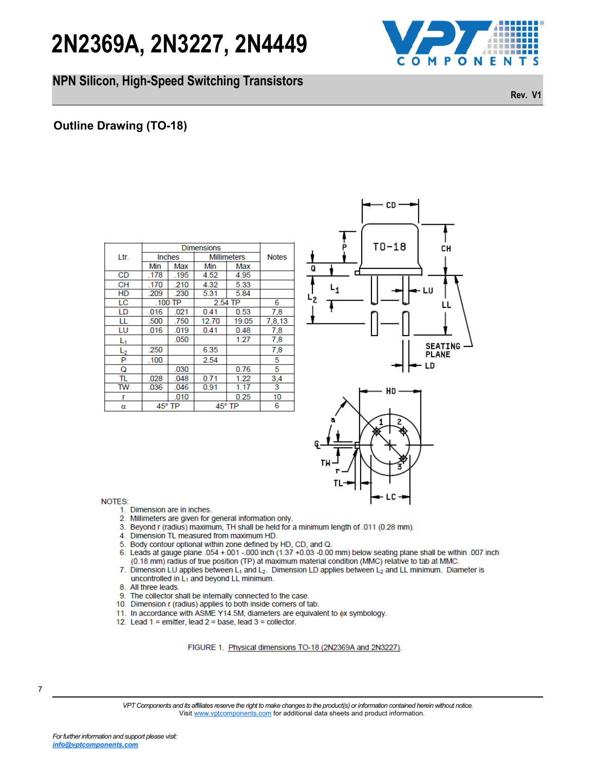# 2N2369A, 2N3227, 2N4449

## NPN Silicon, High-Speed Switching Transistors

Rev. V1

### Outline Drawing (TO-18)

| Ltr. | Dimensions | | | | Notes |
|---|---|---|---|---|---|
| | Inches | | Millimeters | | |
| | Min | Max | Min | Max | |
| CD | .178 | .195 | 4.52 | 4.95 | |
| CH | .170 | .210 | 4.32 | 5.33 | |
| HD | .209 | .230 | 5.31 | 5.84 | |
| LC | .100 TP | | 2.54 TP | | 6 |
| LD | .016 | .021 | 0.41 | 0.53 | 7,8 |
| LL | .500 | .750 | 12.70 | 19.05 | 7,8,13 |
| LU | .016 | .019 | 0.41 | 0.48 | 7,8 |
| $L_1$ | | .050 | | 1.27 | 7,8 |
| $L_2$ | .250 | | 6.35 | | 7,8 |
| P | .100 | | 2.54 | | 5 |
| Q | | .030 | | 0.76 | 5 |
| TL | .028 | .048 | 0.71 | 1.22 | 3,4 |
| TW | .036 | .046 | 0.91 | 1.17 | 3 |
| r | | .010 | | 0.25 | 10 |
| α | 45° TP | | 45° TP | | 6 |

CD
TO-18
CH
P
Q
$L_1$
$L_2$
LU
LL
SEATING PLANE
LD
HD
a
1
2
3
TW
r
TL
LC

NOTES:

1. Dimension are in inches.
2. Millimeters are given for general information only.
3. Beyond r (radius) maximum, TH shall be held for a minimum length of .011 (0.28 mm).
4. Dimension TL measured from maximum HD.
5. Body contour optional within zone defined by HD, CD, and Q.
6. Leads at gauge plane .054 +.001 -.000 inch (1.37 +0.03 -0.00 mm) below seating plane shall be within .007 inch (0.18 mm) radius of true position (TP) at maximum material condition (MMC) relative to tab at MMC.
7. Dimension LU applies between $L_1$ and $L_2$. Dimension LD applies between $L_2$ and LL minimum. Diameter is uncontrolled in $L_1$ and beyond LL minimum.
8. All three leads.
9. The collector shall be internally connected to the case.
10. Dimension r (radius) applies to both inside corners of tab.
11. In accordance with ASME Y14.5M, diameters are equivalent to ϕx symbology.
12. Lead 1 = emitter, lead 2 = base, lead 3 = collector.

FIGURE 1. Physical dimensions TO-18 (2N2369A and 2N3227).

*VPT Components and its affiliates reserve the right to make changes to the product(s) or information contained herein without notice.*
Visit www.vptcomponents.com for additional data sheets and product information.

*For further information and support please visit:*
***info@vptcomponents.com***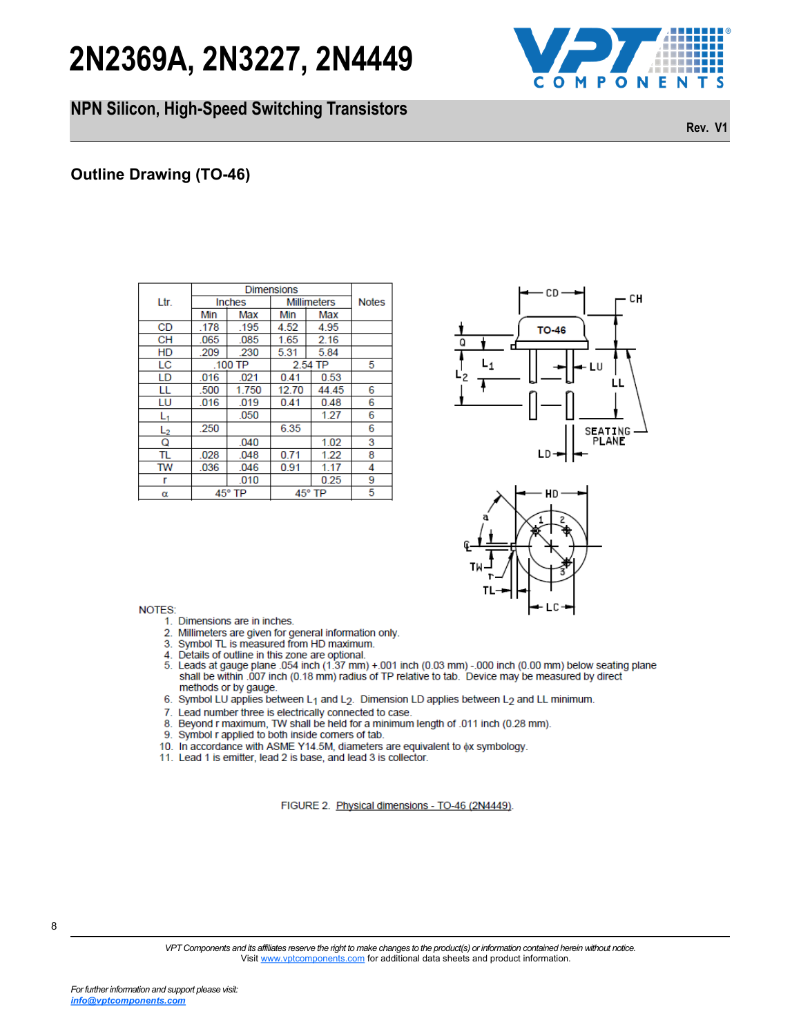# 2N2369A, 2N3227, 2N4449

## NPN Silicon, High-Speed Switching Transistors

Rev. V1

### Outline Drawing (TO-46)

| Ltr. | Dimensions | | | | Notes |
|---|---|---|---|---|---|
| | Inches | | Millimeters | | |
| | Min | Max | Min | Max | |
| CD | .178 | .195 | 4.52 | 4.95 | |
| CH | .065 | .085 | 1.65 | 2.16 | |
| HD | .209 | .230 | 5.31 | 5.84 | |
| LC | .100 TP | | 2.54 TP | | 5 |
| LD | .016 | .021 | 0.41 | 0.53 | |
| LL | .500 | 1.750 | 12.70 | 44.45 | 6 |
| LU | .016 | .019 | 0.41 | 0.48 | 6 |
| $L_1$ | | .050 | | 1.27 | 6 |
| $L_2$ | .250 | | 6.35 | | 6 |
| Q | | .040 | | 1.02 | 3 |
| TL | .028 | .048 | 0.71 | 1.22 | 8 |
| TW | .036 | .046 | 0.91 | 1.17 | 4 |
| r | | .010 | | 0.25 | 9 |
| α | 45° TP | | 45° TP | | 5 |

CD
CH
TO-46
Q
$L_1$
$L_2$
LU
LL
SEATING PLANE
LD
HD
a
1
2
3
TW
r
TL
LC

NOTES:

1. Dimensions are in inches.
2. Millimeters are given for general information only.
3. Symbol TL is measured from HD maximum.
4. Details of outline in this zone are optional.
5. Leads at gauge plane .054 inch (1.37 mm) +.001 inch (0.03 mm) -.000 inch (0.00 mm) below seating plane shall be within .007 inch (0.18 mm) radius of TP relative to tab. Device may be measured by direct methods or by gauge.
6. Symbol LU applies between $L_1$ and $L_2$. Dimension LD applies between $L_2$ and LL minimum.
7. Lead number three is electrically connected to case.
8. Beyond r maximum, TW shall be held for a minimum length of .011 inch (0.28 mm).
9. Symbol r applied to both inside corners of tab.
10. In accordance with ASME Y14.5M, diameters are equivalent to ϕx symbology.
11. Lead 1 is emitter, lead 2 is base, and lead 3 is collector.

FIGURE 2. Physical dimensions - TO-46 (2N4449).

*VPT Components and its affiliates reserve the right to make changes to the product(s) or information contained herein without notice.*
Visit www.vptcomponents.com for additional data sheets and product information.

*For further information and support please visit:*
***info@vptcomponents.com***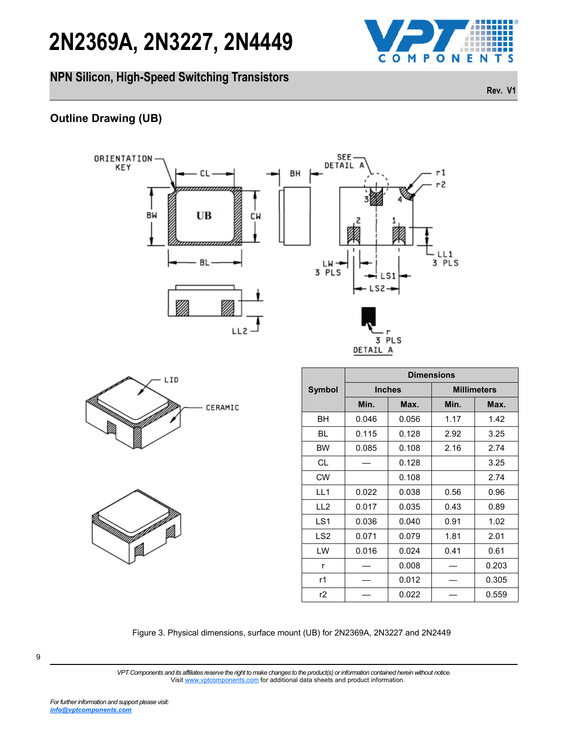# 2N2369A, 2N3227, 2N4449

## NPN Silicon, High-Speed Switching Transistors

Rev. V1

### Outline Drawing (UB)

| Symbol | Dimensions | | | |
|---|---|---|---|---|
| | Inches | | Millimeters | |
| | Min. | Max. | Min. | Max. |
| BH | 0.046 | 0.056 | 1.17 | 1.42 |
| BL | 0.115 | 0.128 | 2.92 | 3.25 |
| BW | 0.085 | 0.108 | 2.16 | 2.74 |
| CL | — | 0.128 | | 3.25 |
| CW | | 0.108 | | 2.74 |
| LL1 | 0.022 | 0.038 | 0.56 | 0.96 |
| LL2 | 0.017 | 0.035 | 0.43 | 0.89 |
| LS1 | 0.036 | 0.040 | 0.91 | 1.02 |
| LS2 | 0.071 | 0.079 | 1.81 | 2.01 |
| LW | 0.016 | 0.024 | 0.41 | 0.61 |
| r | — | 0.008 | — | 0.203 |
| r1 | — | 0.012 | — | 0.305 |
| r2 | — | 0.022 | — | 0.559 |

Figure 3. Physical dimensions, surface mount (UB) for 2N2369A, 2N3227 and 2N2449

*VPT Components and its affiliates reserve the right to make changes to the product(s) or information contained herein without notice.*
Visit www.vptcomponents.com for additional data sheets and product information.

*For further information and support please visit:*
***info@vptcomponents.com***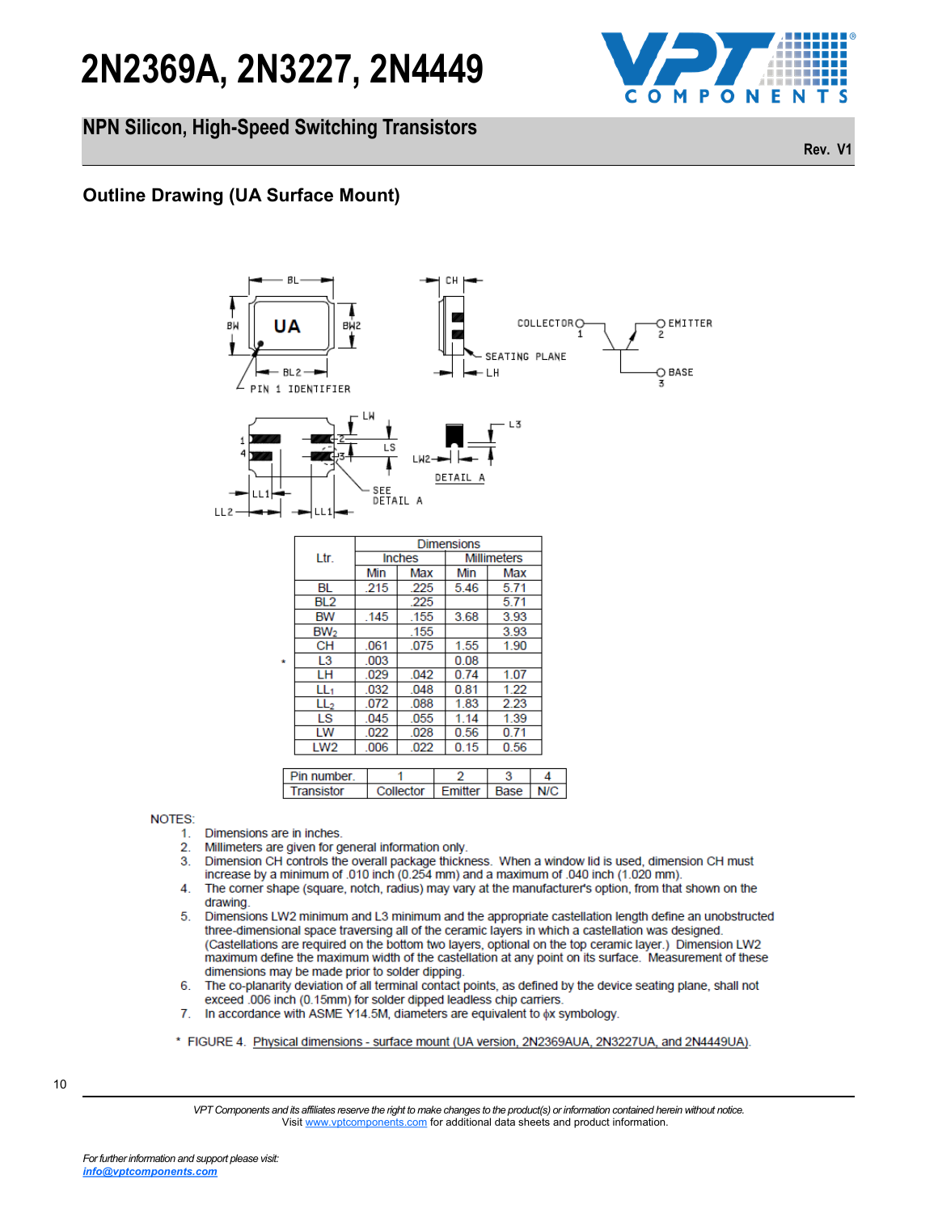# 2N2369A, 2N3227, 2N4449

## NPN Silicon, High-Speed Switching Transistors

Rev. V1

### Outline Drawing (UA Surface Mount)

BL
BW
UA
BW2
BL2
PIN 1 IDENTIFIER
CH
SEATING PLANE
LH
COLLECTOR 1
EMITTER 2
BASE 3
LW
LS
SEE DETAIL A
LL1
LL2
LL1
L3
LW2
DETAIL A

| Ltr. | Dimensions | | | |
|---|---|---|---|---|
| | Inches | | Millimeters | |
| | Min | Max | Min | Max |
| BL | .215 | .225 | 5.46 | 5.71 |
| BL2 | | .225 | | 5.71 |
| BW | .145 | .155 | 3.68 | 3.93 |
| $BW_2$ | | .155 | | 3.93 |
| CH | .061 | .075 | 1.55 | 1.90 |
| * L3 | .003 | | 0.08 | |
| LH | .029 | .042 | 0.74 | 1.07 |
| $LL_1$ | .032 | .048 | 0.81 | 1.22 |
| $LL_2$ | .072 | .088 | 1.83 | 2.23 |
| LS | .045 | .055 | 1.14 | 1.39 |
| LW | .022 | .028 | 0.56 | 0.71 |
| LW2 | .006 | .022 | 0.15 | 0.56 |

| Pin number. | 1 | 2 | 3 | 4 |
|---|---|---|---|---|
| Transistor | Collector | Emitter | Base | N/C |

NOTES:

1. Dimensions are in inches.
2. Millimeters are given for general information only.
3. Dimension CH controls the overall package thickness. When a window lid is used, dimension CH must increase by a minimum of .010 inch (0.254 mm) and a maximum of .040 inch (1.020 mm).
4. The corner shape (square, notch, radius) may vary at the manufacturer's option, from that shown on the drawing.
5. Dimensions LW2 minimum and L3 minimum and the appropriate castellation length define an unobstructed three-dimensional space traversing all of the ceramic layers in which a castellation was designed. (Castellations are required on the bottom two layers, optional on the top ceramic layer.) Dimension LW2 maximum define the maximum width of the castellation at any point on its surface. Measurement of these dimensions may be made prior to solder dipping.
6. The co-planarity deviation of all terminal contact points, as defined by the device seating plane, shall not exceed .006 inch (0.15mm) for solder dipped leadless chip carriers.
7. In accordance with ASME Y14.5M, diameters are equivalent to $\phi$x symbology.

\* FIGURE 4. Physical dimensions - surface mount (UA version, 2N2369AUA, 2N3227UA, and 2N4449UA).

*VPT Components and its affiliates reserve the right to make changes to the product(s) or information contained herein without notice.*
Visit www.vptcomponents.com for additional data sheets and product information.

*For further information and support please visit:*
*info@vptcomponents.com*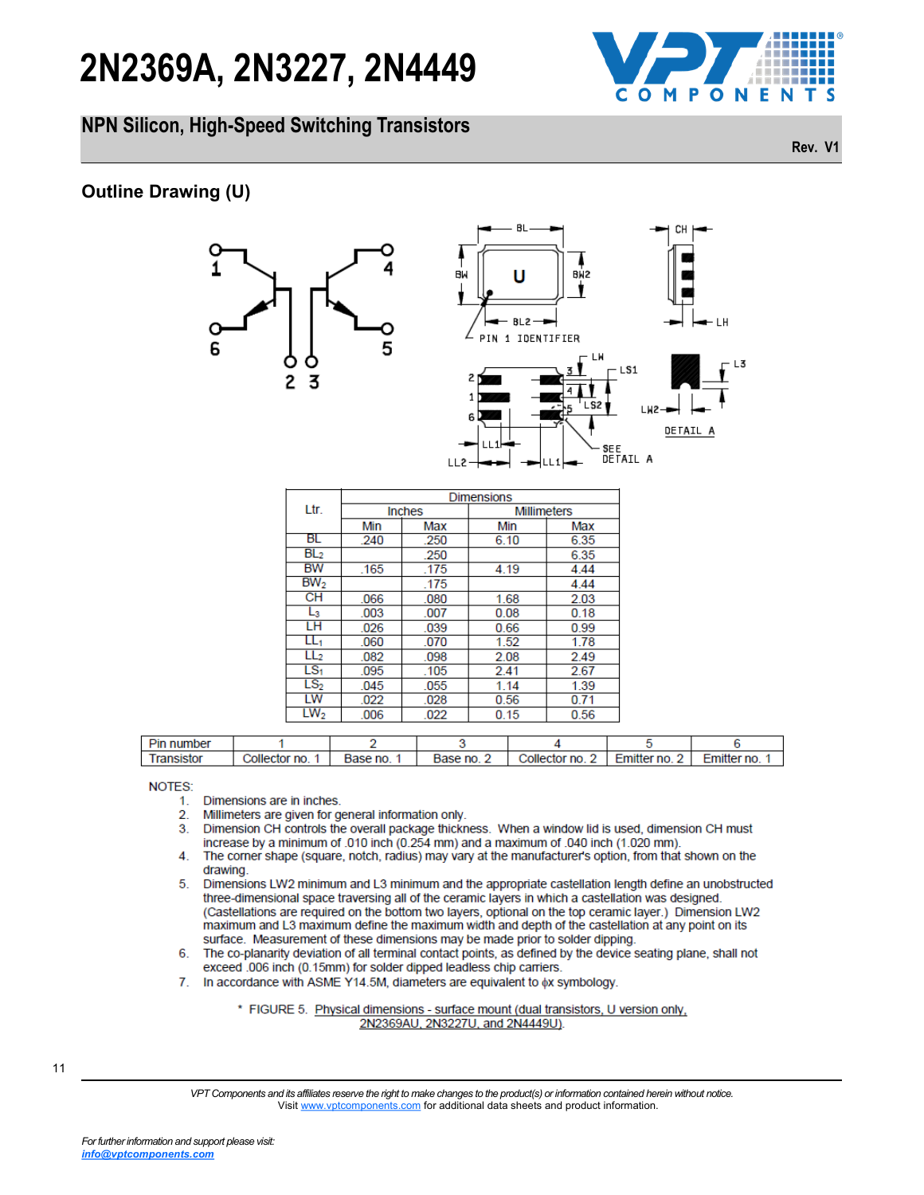# 2N2369A, 2N3227, 2N4449

## NPN Silicon, High-Speed Switching Transistors

Rev. V1

### Outline Drawing (U)

| Ltr. | Dimensions | | | |
|---|---|---|---|---|
| | Inches | | Millimeters | |
| | Min | Max | Min | Max |
| BL | .240 | .250 | 6.10 | 6.35 |
| $BL_2$ | | .250 | | 6.35 |
| BW | .165 | .175 | 4.19 | 4.44 |
| $BW_2$ | | .175 | | 4.44 |
| CH | .066 | .080 | 1.68 | 2.03 |
| $L_3$ | .003 | .007 | 0.08 | 0.18 |
| LH | .026 | .039 | 0.66 | 0.99 |
| $LL_1$ | .060 | .070 | 1.52 | 1.78 |
| $LL_2$ | .082 | .098 | 2.08 | 2.49 |
| $LS_1$ | .095 | .105 | 2.41 | 2.67 |
| $LS_2$ | .045 | .055 | 1.14 | 1.39 |
| LW | .022 | .028 | 0.56 | 0.71 |
| $LW_2$ | .006 | .022 | 0.15 | 0.56 |

| Pin number | 1 | 2 | 3 | 4 | 5 | 6 |
|---|---|---|---|---|---|---|
| Transistor | Collector no. 1 | Base no. 1 | Base no. 2 | Collector no. 2 | Emitter no. 2 | Emitter no. 1 |

NOTES:

1. Dimensions are in inches.
2. Millimeters are given for general information only.
3. Dimension CH controls the overall package thickness. When a window lid is used, dimension CH must increase by a minimum of .010 inch (0.254 mm) and a maximum of .040 inch (1.020 mm).
4. The corner shape (square, notch, radius) may vary at the manufacturer's option, from that shown on the drawing.
5. Dimensions LW2 minimum and L3 minimum and the appropriate castellation length define an unobstructed three-dimensional space traversing all of the ceramic layers in which a castellation was designed. (Castellations are required on the bottom two layers, optional on the top ceramic layer.) Dimension LW2 maximum and L3 maximum define the maximum width and depth of the castellation at any point on its surface. Measurement of these dimensions may be made prior to solder dipping.
6. The co-planarity deviation of all terminal contact points, as defined by the device seating plane, shall not exceed .006 inch (0.15mm) for solder dipped leadless chip carriers.
7. In accordance with ASME Y14.5M, diameters are equivalent to ϕx symbology.

* FIGURE 5. Physical dimensions - surface mount (dual transistors, U version only, 2N2369AU, 2N3227U, and 2N4449U).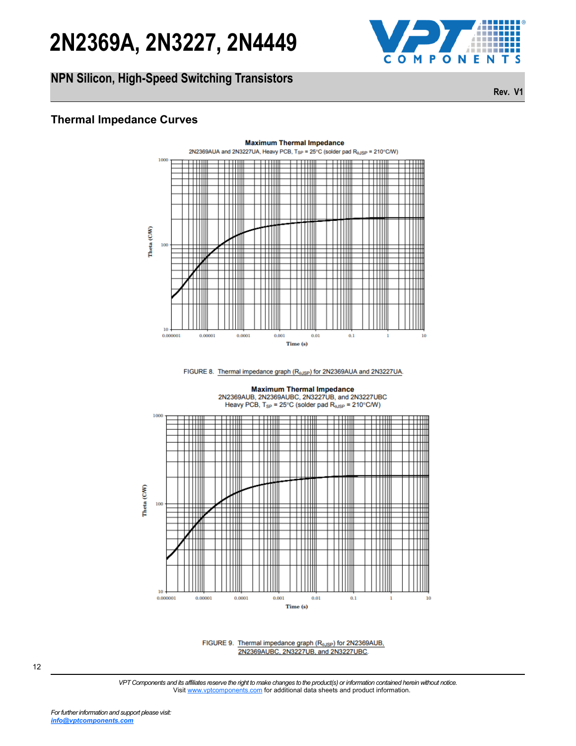## Thermal Impedance Curves

**Maximum Thermal Impedance**

2N2369AUA and 2N3227UA, Heavy PCB, $T_{SP}$ = 25°C (solder pad $R_{\theta JSP}$ = 210°C/W)

1000

100

10

Theta (C/W)

0.000001 0.00001 0.0001 0.001 0.01 0.1 1 10

Time (s)

FIGURE 8. Thermal impedance graph ($R_{\theta JSP}$) for 2N2369AUA and 2N3227UA.

**Maximum Thermal Impedance**

2N2369AUB, 2N2369AUBC, 2N3227UB, and 2N3227UBC

Heavy PCB, $T_{SP}$ = 25°C (solder pad $R_{\theta JSP}$ = 210°C/W)

1000

100

10

Theta (C/W)

0.000001 0.00001 0.0001 0.001 0.01 0.1 1 10

Time (s)

FIGURE 9. Thermal impedance graph ($R_{\theta JSP}$) for 2N2369AUB, 2N2369AUBC, 2N3227UB, and 2N3227UBC.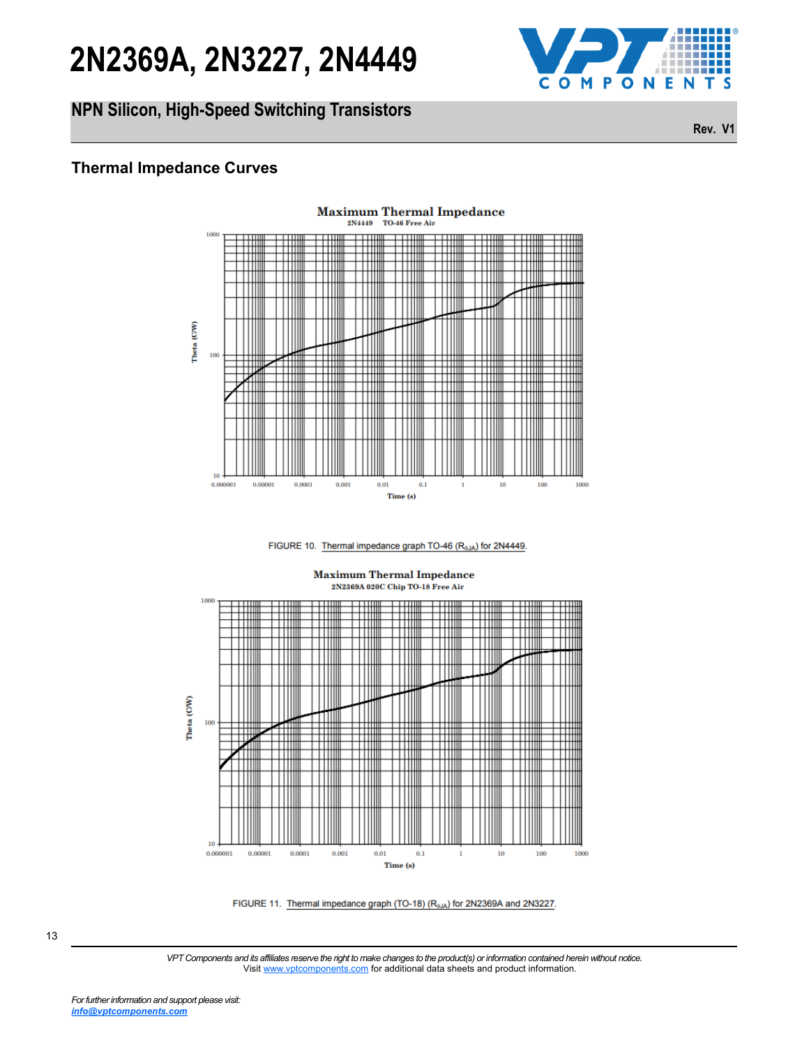## Thermal Impedance Curves

Maximum Thermal Impedance
2N4449 TO-46 Free Air

1000
100
10
Theta (C/W)
0.000001 0.00001 0.0001 0.001 0.01 0.1 1 10 100 1000
Time (s)

FIGURE 10. Thermal impedance graph TO-46 ($R_{\theta JA}$) for 2N4449.

Maximum Thermal Impedance
2N2369A 020C Chip TO-18 Free Air

1000
100
10
Theta (C/W)
0.000001 0.00001 0.0001 0.001 0.01 0.1 1 10 100 1000
Time (s)

FIGURE 11. Thermal impedance graph (TO-18) ($R_{\theta JA}$) for 2N2369A and 2N3227.

*VPT Components and its affiliates reserve the right to make changes to the product(s) or information contained herein without notice.*
Visit www.vptcomponents.com for additional data sheets and product information.

*For further information and support please visit:*
***info@vptcomponents.com***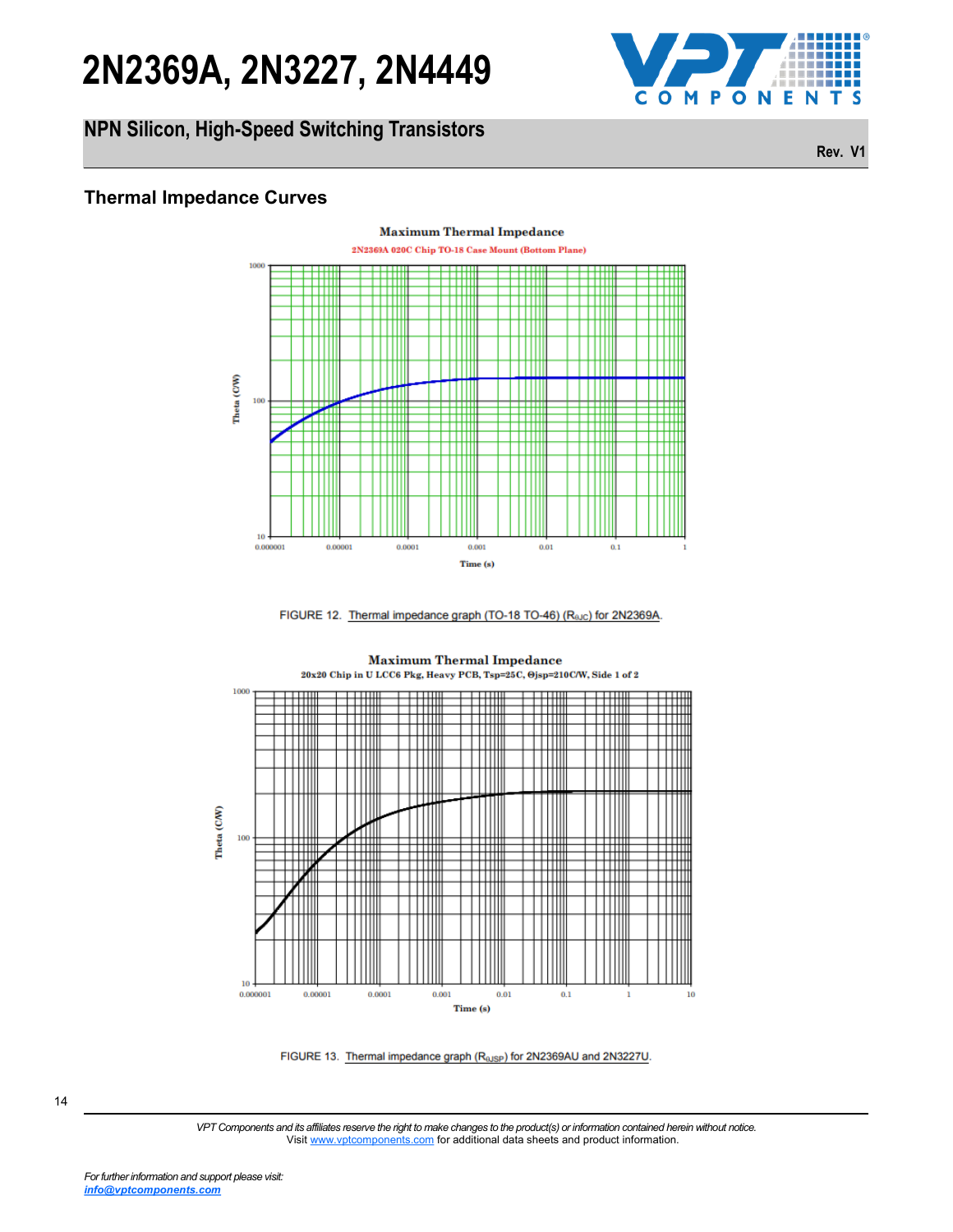## Thermal Impedance Curves

Maximum Thermal Impedance

2N2369A 020C Chip TO-18 Case Mount (Bottom Plane)

Theta (C/W)

1000

100

10

0.000001 0.00001 0.0001 0.001 0.01 0.1 1

Time (s)

FIGURE 12. Thermal impedance graph (TO-18 TO-46) ($R_{\theta JC}$) for 2N2369A.

Maximum Thermal Impedance

20x20 Chip in U LCC6 Pkg, Heavy PCB, Tsp=25C, Θjsp=210C/W, Side 1 of 2

Theta (C/W)

1000

100

10

0.000001 0.00001 0.0001 0.001 0.01 0.1 1 10

Time (s)

FIGURE 13. Thermal impedance graph ($R_{\theta JSP}$) for 2N2369AU and 2N3227U.

*VPT Components and its affiliates reserve the right to make changes to the product(s) or information contained herein without notice.*
Visit www.vptcomponents.com for additional data sheets and product information.

*For further information and support please visit:*
***info@vptcomponents.com***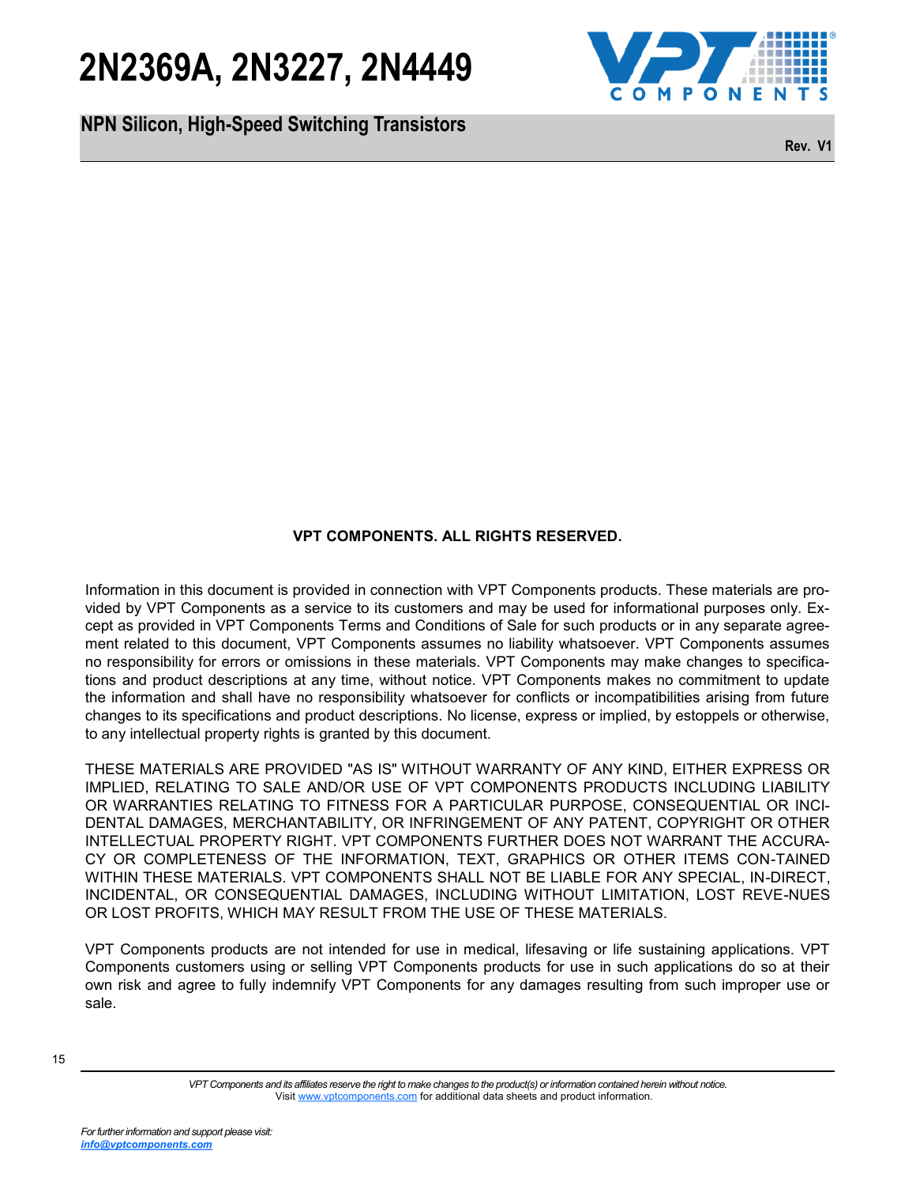**VPT COMPONENTS. ALL RIGHTS RESERVED.**

Information in this document is provided in connection with VPT Components products. These materials are provided by VPT Components as a service to its customers and may be used for informational purposes only. Except as provided in VPT Components Terms and Conditions of Sale for such products or in any separate agreement related to this document, VPT Components assumes no liability whatsoever. VPT Components assumes no responsibility for errors or omissions in these materials. VPT Components may make changes to specifications and product descriptions at any time, without notice. VPT Components makes no commitment to update the information and shall have no responsibility whatsoever for conflicts or incompatibilities arising from future changes to its specifications and product descriptions. No license, express or implied, by estoppels or otherwise, to any intellectual property rights is granted by this document.

THESE MATERIALS ARE PROVIDED "AS IS" WITHOUT WARRANTY OF ANY KIND, EITHER EXPRESS OR IMPLIED, RELATING TO SALE AND/OR USE OF VPT COMPONENTS PRODUCTS INCLUDING LIABILITY OR WARRANTIES RELATING TO FITNESS FOR A PARTICULAR PURPOSE, CONSEQUENTIAL OR INCIDENTAL DAMAGES, MERCHANTABILITY, OR INFRINGEMENT OF ANY PATENT, COPYRIGHT OR OTHER INTELLECTUAL PROPERTY RIGHT. VPT COMPONENTS FURTHER DOES NOT WARRANT THE ACCURACY OR COMPLETENESS OF THE INFORMATION, TEXT, GRAPHICS OR OTHER ITEMS CON-TAINED WITHIN THESE MATERIALS. VPT COMPONENTS SHALL NOT BE LIABLE FOR ANY SPECIAL, IN-DIRECT, INCIDENTAL, OR CONSEQUENTIAL DAMAGES, INCLUDING WITHOUT LIMITATION, LOST REVE-NUES OR LOST PROFITS, WHICH MAY RESULT FROM THE USE OF THESE MATERIALS.

VPT Components products are not intended for use in medical, lifesaving or life sustaining applications. VPT Components customers using or selling VPT Components products for use in such applications do so at their own risk and agree to fully indemnify VPT Components for any damages resulting from such improper use or sale.